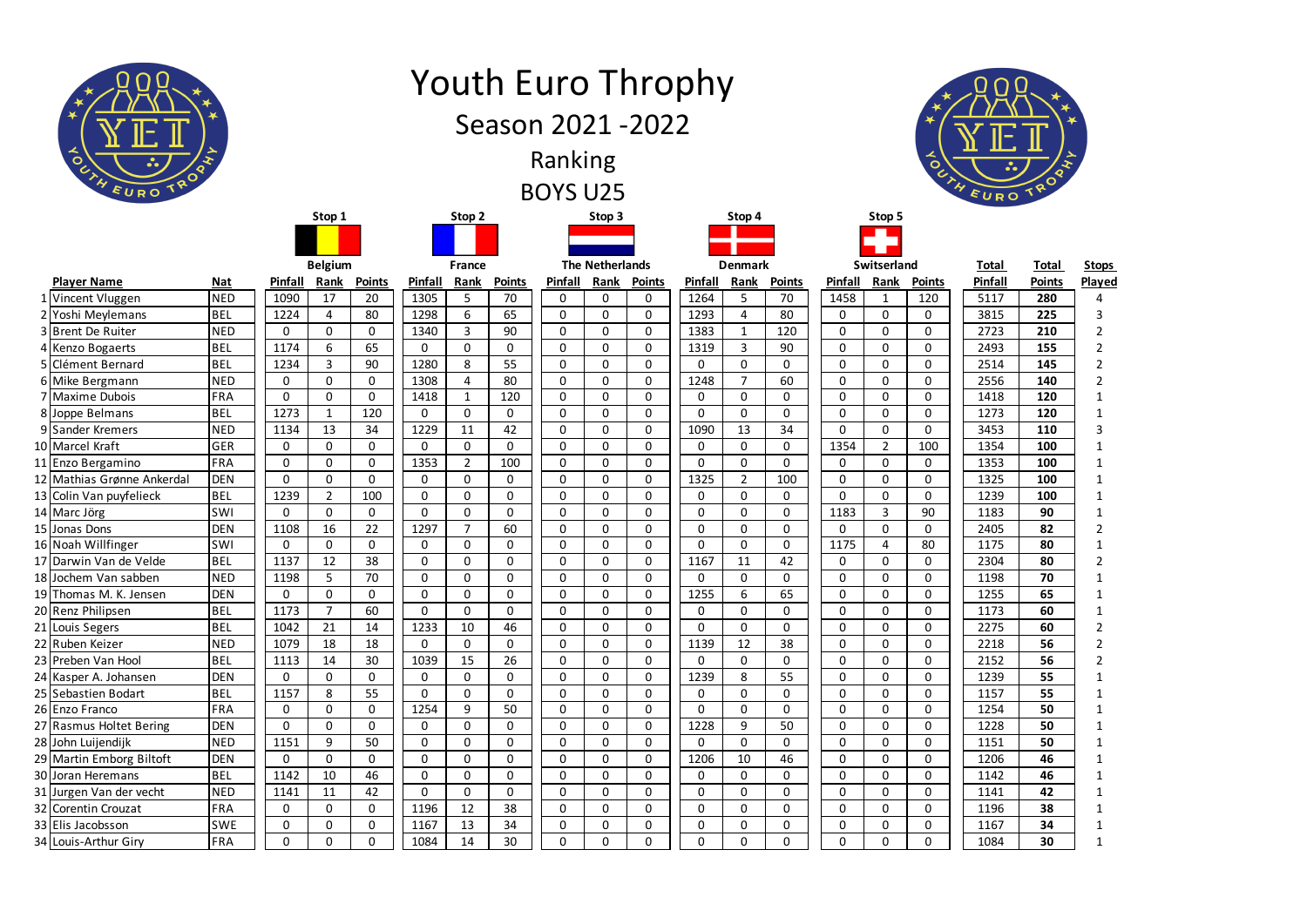# Youth Euro Throphy

## Season 2021 -2022

## Ranking

## BOYS U25

| | Player Name | Nat | Stop 1 Belgium Pinfall | Rank | Points | Stop 2 France Pinfall | Rank | Points | Stop 3 The Netherlands Pinfall | Rank | Points | Stop 4 Denmark Pinfall | Rank | Points | Stop 5 Switserland Pinfall | Rank | Points | Total Pinfall | Total Points | Stops Played |
|---|---|---|---|---|---|---|---|---|---|---|---|---|---|---|---|---|---|---|---|---|
| 1 | Vincent Vluggen | NED | 1090 | 17 | 20 | 1305 | 5 | 70 | 0 | 0 | 0 | 1264 | 5 | 70 | 1458 | 1 | 120 | 5117 | **280** | 4 |
| 2 | Yoshi Meylemans | BEL | 1224 | 4 | 80 | 1298 | 6 | 65 | 0 | 0 | 0 | 1293 | 4 | 80 | 0 | 0 | 0 | 3815 | **225** | 3 |
| 3 | Brent De Ruiter | NED | 0 | 0 | 0 | 1340 | 3 | 90 | 0 | 0 | 0 | 1383 | 1 | 120 | 0 | 0 | 0 | 2723 | **210** | 2 |
| 4 | Kenzo Bogaerts | BEL | 1174 | 6 | 65 | 0 | 0 | 0 | 0 | 0 | 0 | 1319 | 3 | 90 | 0 | 0 | 0 | 2493 | **155** | 2 |
| 5 | Clément Bernard | BEL | 1234 | 3 | 90 | 1280 | 8 | 55 | 0 | 0 | 0 | 0 | 0 | 0 | 0 | 0 | 0 | 2514 | **145** | 2 |
| 6 | Mike Bergmann | NED | 0 | 0 | 0 | 1308 | 4 | 80 | 0 | 0 | 0 | 1248 | 7 | 60 | 0 | 0 | 0 | 2556 | **140** | 2 |
| 7 | Maxime Dubois | FRA | 0 | 0 | 0 | 1418 | 1 | 120 | 0 | 0 | 0 | 0 | 0 | 0 | 0 | 0 | 0 | 1418 | **120** | 1 |
| 8 | Joppe Belmans | BEL | 1273 | 1 | 120 | 0 | 0 | 0 | 0 | 0 | 0 | 0 | 0 | 0 | 0 | 0 | 0 | 1273 | **120** | 1 |
| 9 | Sander Kremers | NED | 1134 | 13 | 34 | 1229 | 11 | 42 | 0 | 0 | 0 | 1090 | 13 | 34 | 0 | 0 | 0 | 3453 | **110** | 3 |
| 10 | Marcel Kraft | GER | 0 | 0 | 0 | 0 | 0 | 0 | 0 | 0 | 0 | 0 | 0 | 0 | 1354 | 2 | 100 | 1354 | **100** | 1 |
| 11 | Enzo Bergamino | FRA | 0 | 0 | 0 | 1353 | 2 | 100 | 0 | 0 | 0 | 0 | 0 | 0 | 0 | 0 | 0 | 1353 | **100** | 1 |
| 12 | Mathias Grønne Ankerdal | DEN | 0 | 0 | 0 | 0 | 0 | 0 | 0 | 0 | 0 | 1325 | 2 | 100 | 0 | 0 | 0 | 1325 | **100** | 1 |
| 13 | Colin Van puyfelieck | BEL | 1239 | 2 | 100 | 0 | 0 | 0 | 0 | 0 | 0 | 0 | 0 | 0 | 0 | 0 | 0 | 1239 | **100** | 1 |
| 14 | Marc Jörg | SWI | 0 | 0 | 0 | 0 | 0 | 0 | 0 | 0 | 0 | 0 | 0 | 0 | 1183 | 3 | 90 | 1183 | **90** | 1 |
| 15 | Jonas Dons | DEN | 1108 | 16 | 22 | 1297 | 7 | 60 | 0 | 0 | 0 | 0 | 0 | 0 | 0 | 0 | 0 | 2405 | **82** | 2 |
| 16 | Noah Willfinger | SWI | 0 | 0 | 0 | 0 | 0 | 0 | 0 | 0 | 0 | 0 | 0 | 0 | 1175 | 4 | 80 | 1175 | **80** | 1 |
| 17 | Darwin Van de Velde | BEL | 1137 | 12 | 38 | 0 | 0 | 0 | 0 | 0 | 0 | 1167 | 11 | 42 | 0 | 0 | 0 | 2304 | **80** | 2 |
| 18 | Jochem Van sabben | NED | 1198 | 5 | 70 | 0 | 0 | 0 | 0 | 0 | 0 | 0 | 0 | 0 | 0 | 0 | 0 | 1198 | **70** | 1 |
| 19 | Thomas M. K. Jensen | DEN | 0 | 0 | 0 | 0 | 0 | 0 | 0 | 0 | 0 | 1255 | 6 | 65 | 0 | 0 | 0 | 1255 | **65** | 1 |
| 20 | Renz Philipsen | BEL | 1173 | 7 | 60 | 0 | 0 | 0 | 0 | 0 | 0 | 0 | 0 | 0 | 0 | 0 | 0 | 1173 | **60** | 1 |
| 21 | Louis Segers | BEL | 1042 | 21 | 14 | 1233 | 10 | 46 | 0 | 0 | 0 | 0 | 0 | 0 | 0 | 0 | 0 | 2275 | **60** | 2 |
| 22 | Ruben Keizer | NED | 1079 | 18 | 18 | 0 | 0 | 0 | 0 | 0 | 0 | 1139 | 12 | 38 | 0 | 0 | 0 | 2218 | **56** | 2 |
| 23 | Preben Van Hool | BEL | 1113 | 14 | 30 | 1039 | 15 | 26 | 0 | 0 | 0 | 0 | 0 | 0 | 0 | 0 | 0 | 2152 | **56** | 2 |
| 24 | Kasper A. Johansen | DEN | 0 | 0 | 0 | 0 | 0 | 0 | 0 | 0 | 0 | 1239 | 8 | 55 | 0 | 0 | 0 | 1239 | **55** | 1 |
| 25 | Sebastien Bodart | BEL | 1157 | 8 | 55 | 0 | 0 | 0 | 0 | 0 | 0 | 0 | 0 | 0 | 0 | 0 | 0 | 1157 | **55** | 1 |
| 26 | Enzo Franco | FRA | 0 | 0 | 0 | 1254 | 9 | 50 | 0 | 0 | 0 | 0 | 0 | 0 | 0 | 0 | 0 | 1254 | **50** | 1 |
| 27 | Rasmus Holtet Bering | DEN | 0 | 0 | 0 | 0 | 0 | 0 | 0 | 0 | 0 | 1228 | 9 | 50 | 0 | 0 | 0 | 1228 | **50** | 1 |
| 28 | John Luijendijk | NED | 1151 | 9 | 50 | 0 | 0 | 0 | 0 | 0 | 0 | 0 | 0 | 0 | 0 | 0 | 0 | 1151 | **50** | 1 |
| 29 | Martin Emborg Biltoft | DEN | 0 | 0 | 0 | 0 | 0 | 0 | 0 | 0 | 0 | 1206 | 10 | 46 | 0 | 0 | 0 | 1206 | **46** | 1 |
| 30 | Joran Heremans | BEL | 1142 | 10 | 46 | 0 | 0 | 0 | 0 | 0 | 0 | 0 | 0 | 0 | 0 | 0 | 0 | 1142 | **46** | 1 |
| 31 | Jurgen Van der vecht | NED | 1141 | 11 | 42 | 0 | 0 | 0 | 0 | 0 | 0 | 0 | 0 | 0 | 0 | 0 | 0 | 1141 | **42** | 1 |
| 32 | Corentin Crouzat | FRA | 0 | 0 | 0 | 1196 | 12 | 38 | 0 | 0 | 0 | 0 | 0 | 0 | 0 | 0 | 0 | 1196 | **38** | 1 |
| 33 | Elis Jacobsson | SWE | 0 | 0 | 0 | 1167 | 13 | 34 | 0 | 0 | 0 | 0 | 0 | 0 | 0 | 0 | 0 | 1167 | **34** | 1 |
| 34 | Louis-Arthur Giry | FRA | 0 | 0 | 0 | 1084 | 14 | 30 | 0 | 0 | 0 | 0 | 0 | 0 | 0 | 0 | 0 | 1084 | **30** | 1 |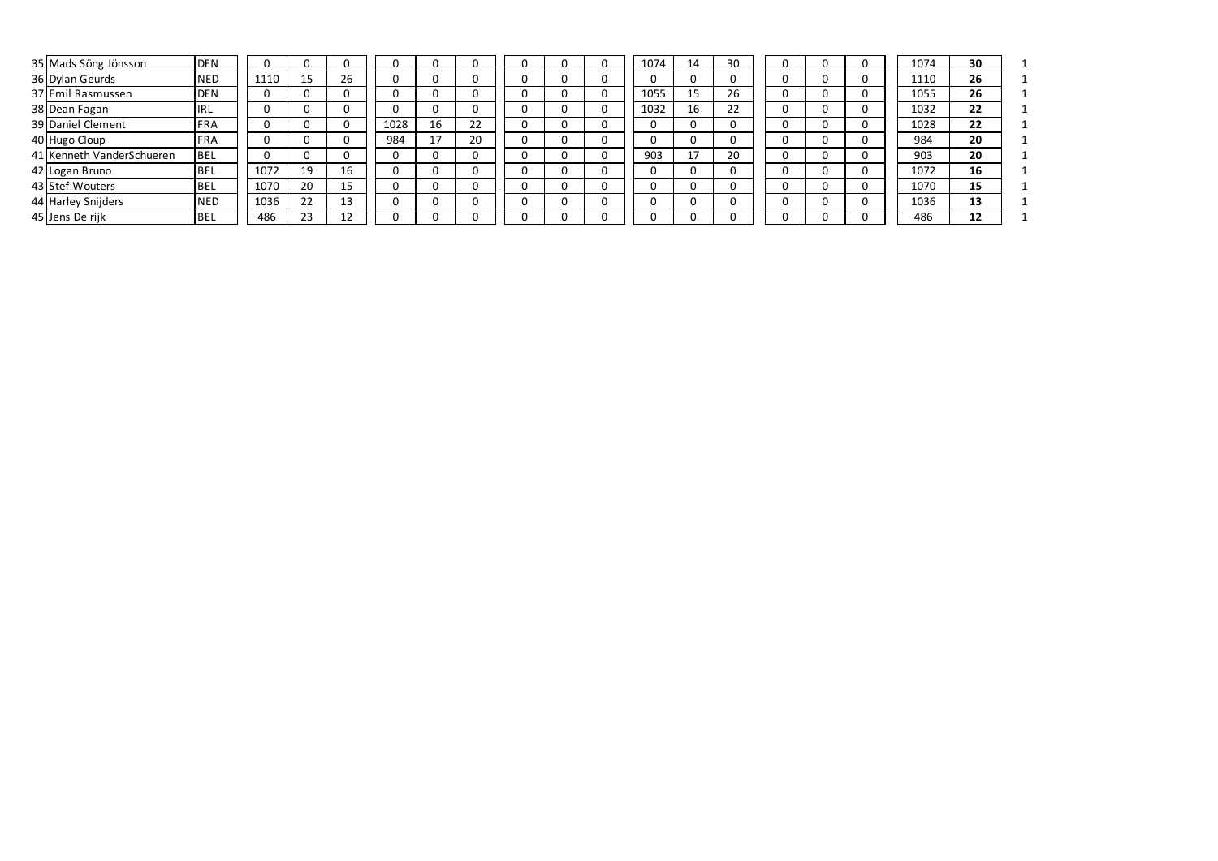| | | | | | | | | | | | | | | | | | | | | | |
|---|---|---|---|---|---|---|---|---|---|---|---|---|---|---|---|---|---|---|---|---|---|
| 35 | Mads Söng Jönsson | DEN | 0 | 0 | 0 | 0 | 0 | 0 | 0 | 0 | 0 | 1074 | 14 | 30 | 0 | 0 | 0 | 1074 | **30** | 1 |
| 36 | Dylan Geurds | NED | 1110 | 15 | 26 | 0 | 0 | 0 | 0 | 0 | 0 | 0 | 0 | 0 | 0 | 0 | 0 | 1110 | **26** | 1 |
| 37 | Emil Rasmussen | DEN | 0 | 0 | 0 | 0 | 0 | 0 | 0 | 0 | 0 | 1055 | 15 | 26 | 0 | 0 | 0 | 1055 | **26** | 1 |
| 38 | Dean Fagan | IRL | 0 | 0 | 0 | 0 | 0 | 0 | 0 | 0 | 0 | 1032 | 16 | 22 | 0 | 0 | 0 | 1032 | **22** | 1 |
| 39 | Daniel Clement | FRA | 0 | 0 | 0 | 1028 | 16 | 22 | 0 | 0 | 0 | 0 | 0 | 0 | 0 | 0 | 0 | 1028 | **22** | 1 |
| 40 | Hugo Cloup | FRA | 0 | 0 | 0 | 984 | 17 | 20 | 0 | 0 | 0 | 0 | 0 | 0 | 0 | 0 | 0 | 984 | **20** | 1 |
| 41 | Kenneth VanderSchueren | BEL | 0 | 0 | 0 | 0 | 0 | 0 | 0 | 0 | 0 | 903 | 17 | 20 | 0 | 0 | 0 | 903 | **20** | 1 |
| 42 | Logan Bruno | BEL | 1072 | 19 | 16 | 0 | 0 | 0 | 0 | 0 | 0 | 0 | 0 | 0 | 0 | 0 | 0 | 1072 | **16** | 1 |
| 43 | Stef Wouters | BEL | 1070 | 20 | 15 | 0 | 0 | 0 | 0 | 0 | 0 | 0 | 0 | 0 | 0 | 0 | 0 | 1070 | **15** | 1 |
| 44 | Harley Snijders | NED | 1036 | 22 | 13 | 0 | 0 | 0 | 0 | 0 | 0 | 0 | 0 | 0 | 0 | 0 | 0 | 1036 | **13** | 1 |
| 45 | Jens De rijk | BEL | 486 | 23 | 12 | 0 | 0 | 0 | 0 | 0 | 0 | 0 | 0 | 0 | 0 | 0 | 0 | 486 | **12** | 1 |